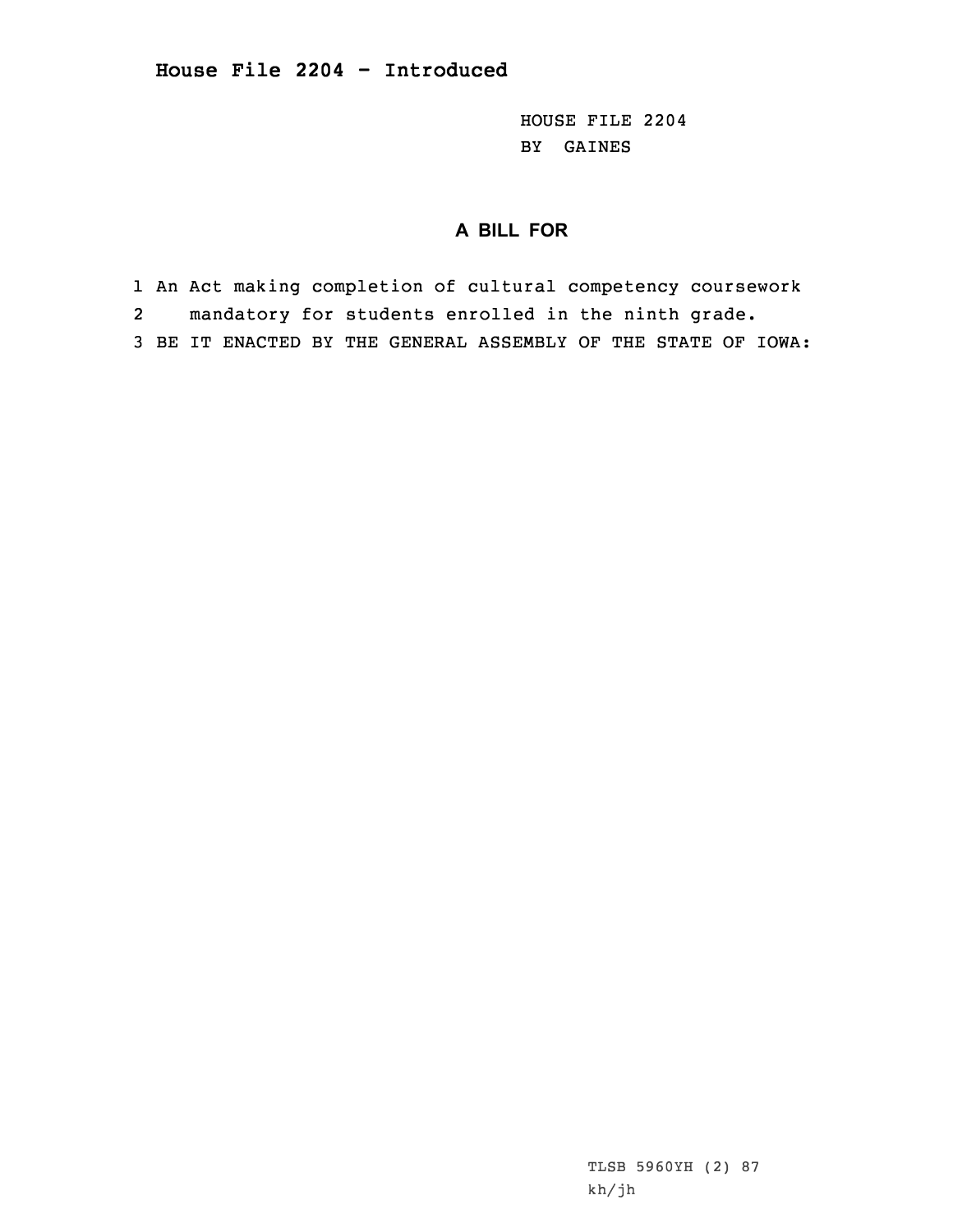# House File 2204 - Introduced

HOUSE FILE 2204
BY GAINES

## A BILL FOR

1 An Act making completion of cultural competency coursework
2 mandatory for students enrolled in the ninth grade.
3 BE IT ENACTED BY THE GENERAL ASSEMBLY OF THE STATE OF IOWA:

TLSB 5960YH (2) 87
kh/jh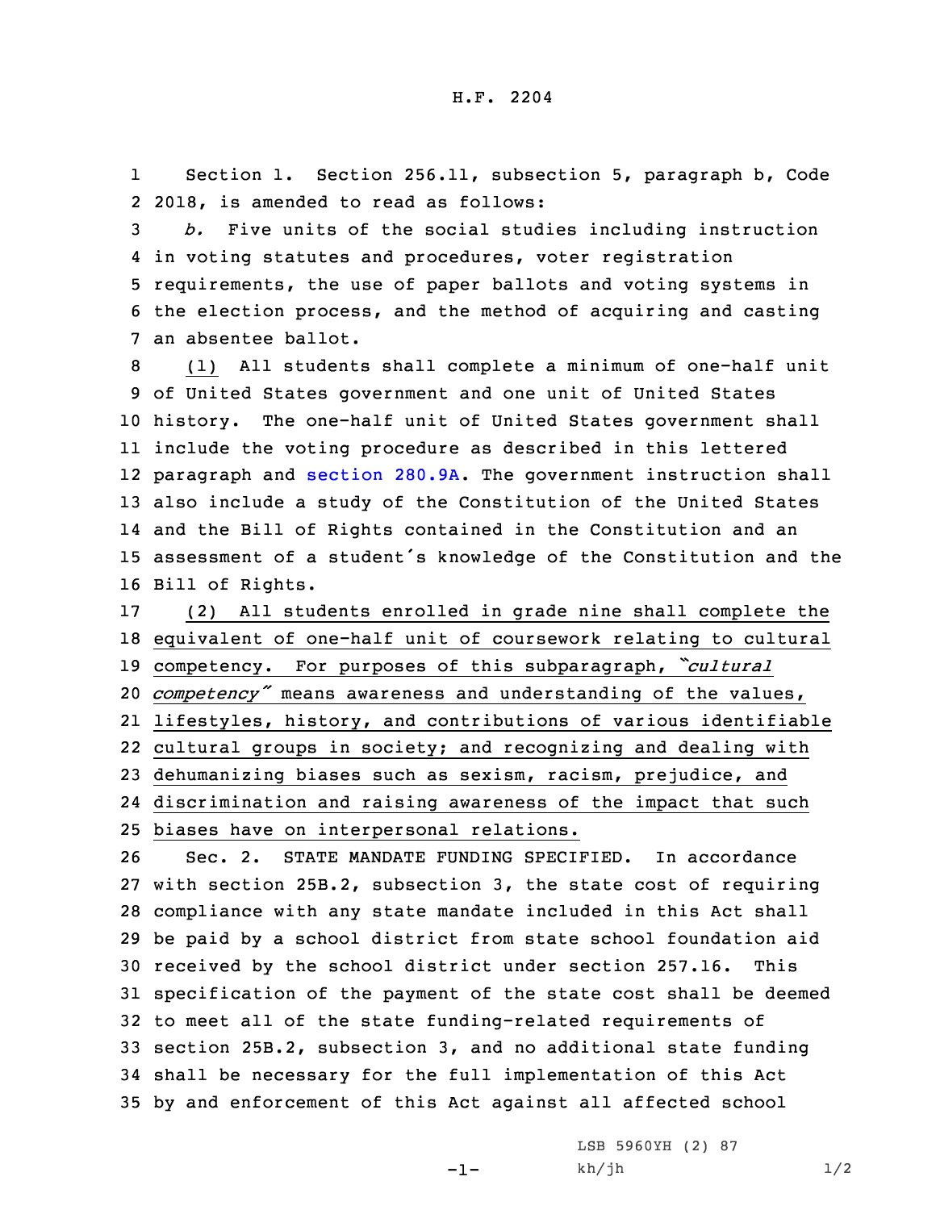Section 1. Section 256.11, subsection 5, paragraph b, Code 2018, is amended to read as follows:

*b.* Five units of the social studies including instruction in voting statutes and procedures, voter registration requirements, the use of paper ballots and voting systems in the election process, and the method of acquiring and casting an absentee ballot.

(1) All students shall complete a minimum of one-half unit of United States government and one unit of United States history. The one-half unit of United States government shall include the voting procedure as described in this lettered paragraph and section 280.9A. The government instruction shall also include a study of the Constitution of the United States and the Bill of Rights contained in the Constitution and an assessment of a student's knowledge of the Constitution and the Bill of Rights.

(2) All students enrolled in grade nine shall complete the equivalent of one-half unit of coursework relating to cultural competency. For purposes of this subparagraph, *"cultural competency"* means awareness and understanding of the values, lifestyles, history, and contributions of various identifiable cultural groups in society; and recognizing and dealing with dehumanizing biases such as sexism, racism, prejudice, and discrimination and raising awareness of the impact that such biases have on interpersonal relations.

Sec. 2. STATE MANDATE FUNDING SPECIFIED. In accordance with section 25B.2, subsection 3, the state cost of requiring compliance with any state mandate included in this Act shall be paid by a school district from state school foundation aid received by the school district under section 257.16. This specification of the payment of the state cost shall be deemed to meet all of the state funding-related requirements of section 25B.2, subsection 3, and no additional state funding shall be necessary for the full implementation of this Act by and enforcement of this Act against all affected school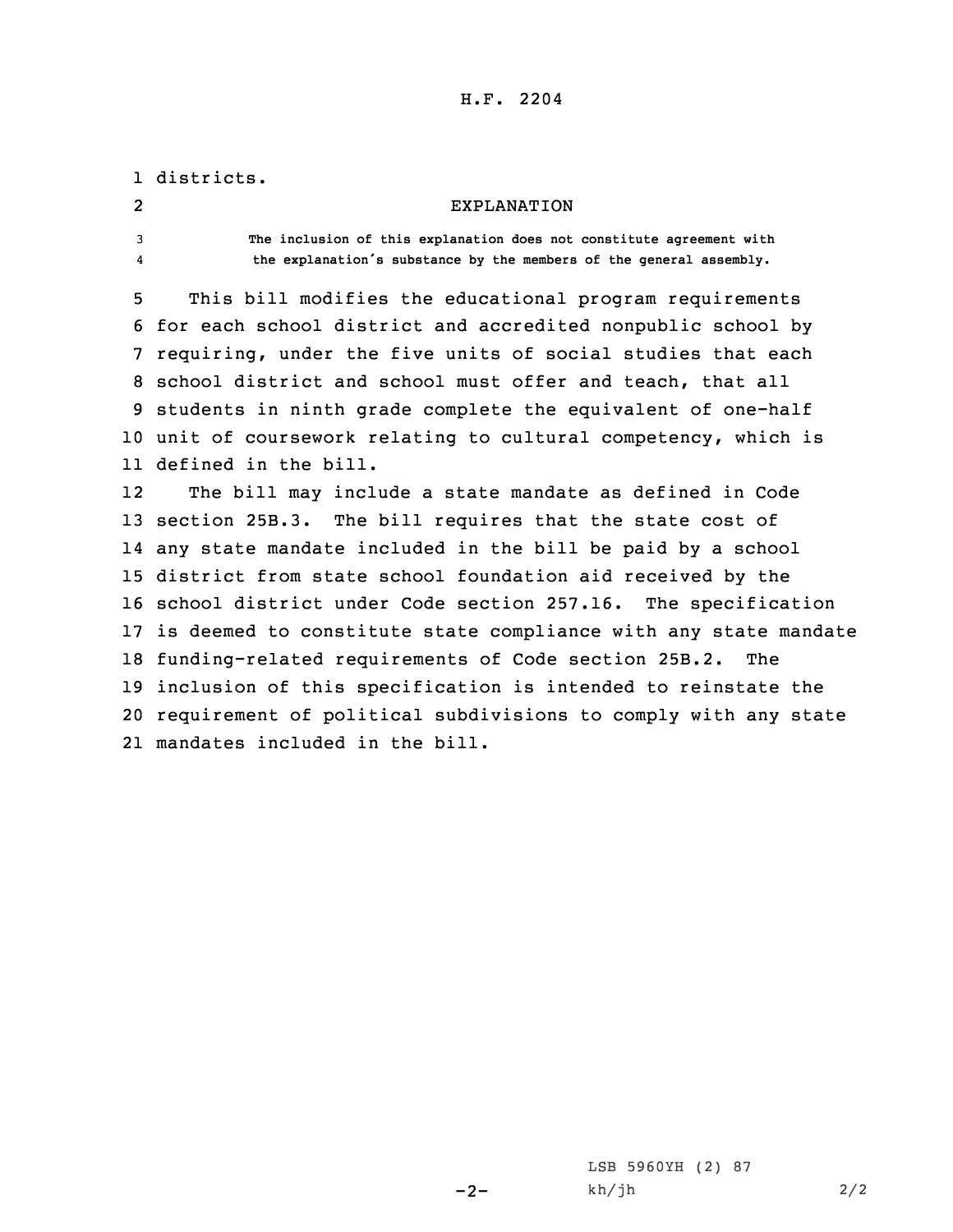districts.

## EXPLANATION

The inclusion of this explanation does not constitute agreement with the explanation's substance by the members of the general assembly.

This bill modifies the educational program requirements for each school district and accredited nonpublic school by requiring, under the five units of social studies that each school district and school must offer and teach, that all students in ninth grade complete the equivalent of one-half unit of coursework relating to cultural competency, which is defined in the bill.

The bill may include a state mandate as defined in Code section 25B.3. The bill requires that the state cost of any state mandate included in the bill be paid by a school district from state school foundation aid received by the school district under Code section 257.16. The specification is deemed to constitute state compliance with any state mandate funding-related requirements of Code section 25B.2. The inclusion of this specification is intended to reinstate the requirement of political subdivisions to comply with any state mandates included in the bill.

LSB 5960YH (2) 87
kh/jh